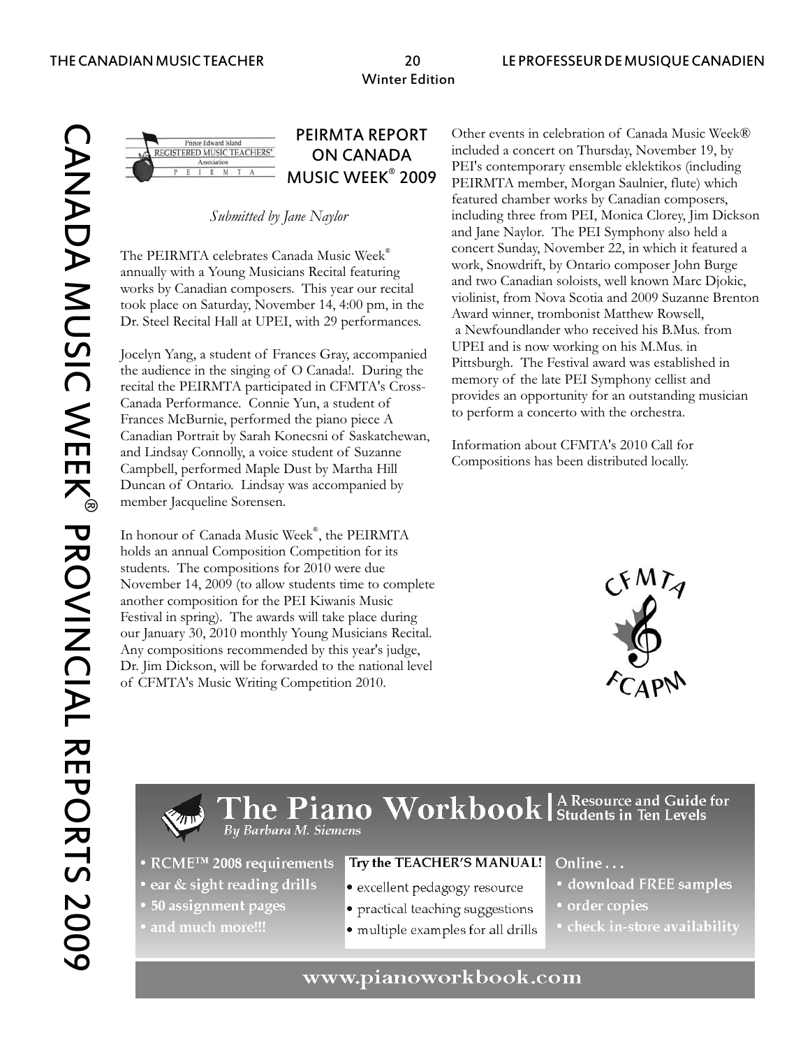## PEIRMTA REPORT ON CANADA MUSIC WEEK® 2009

*Submitted by Jane Naylor*

The PEIRMTA celebrates Canada Music Week® annually with a Young Musicians Recital featuring works by Canadian composers. This year our recital took place on Saturday, November 14, 4:00 pm, in the Dr. Steel Recital Hall at UPEI, with 29 performances.

Jocelyn Yang, a student of Frances Gray, accompanied the audience in the singing of O Canada!. During the recital the PEIRMTA participated in CFMTA's Cross-Canada Performance. Connie Yun, a student of Frances McBurnie, performed the piano piece A Canadian Portrait by Sarah Konecsni of Saskatchewan, and Lindsay Connolly, a voice student of Suzanne Campbell, performed Maple Dust by Martha Hill Duncan of Ontario. Lindsay was accompanied by member Jacqueline Sorensen.

In honour of Canada Music Week®, the PEIRMTA holds an annual Composition Competition for its students. The compositions for 2010 were due November 14, 2009 (to allow students time to complete another composition for the PEI Kiwanis Music Festival in spring). The awards will take place during our January 30, 2010 monthly Young Musicians Recital. Any compositions recommended by this year's judge, Dr. Jim Dickson, will be forwarded to the national level of CFMTA's Music Writing Competition 2010.

Other events in celebration of Canada Music Week® included a concert on Thursday, November 19, by PEI's contemporary ensemble eklektikos (including PEIRMTA member, Morgan Saulnier, flute) which featured chamber works by Canadian composers, including three from PEI, Monica Clorey, Jim Dickson and Jane Naylor. The PEI Symphony also held a concert Sunday, November 22, in which it featured a work, Snowdrift, by Ontario composer John Burge and two Canadian soloists, well known Marc Djokic, violinist, from Nova Scotia and 2009 Suzanne Brenton Award winner, trombonist Matthew Rowsell, a Newfoundlander who received his B.Mus. from UPEI and is now working on his M.Mus. in Pittsburgh. The Festival award was established in memory of the late PEI Symphony cellist and provides an opportunity for an outstanding musician to perform a concerto with the orchestra.

Information about CFMTA's 2010 Call for Compositions has been distributed locally.

**The Piano Workbook** | A Resource and Guide for Students in Ten Levels

*By Barbara M. Siemens*

- RCME™ 2008 requirements
- ear & sight reading drills
- 50 assignment pages
- and much more!!!

Try the TEACHER'S MANUAL!

- excellent pedagogy resource
- practical teaching suggestions
- multiple examples for all drills

Online . . .

- download FREE samples
- order copies
- check in-store availability

www.pianoworkbook.com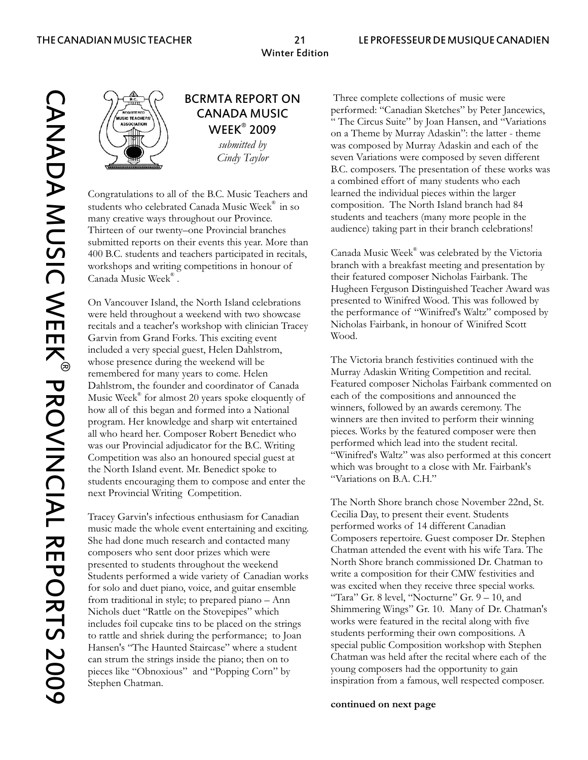## BCRMTA REPORT ON CANADA MUSIC WEEK® 2009

*submitted by Cindy Taylor*

Congratulations to all of the B.C. Music Teachers and students who celebrated Canada Music Week® in so many creative ways throughout our Province. Thirteen of our twenty–one Provincial branches submitted reports on their events this year. More than 400 B.C. students and teachers participated in recitals, workshops and writing competitions in honour of Canada Music Week® .

On Vancouver Island, the North Island celebrations were held throughout a weekend with two showcase recitals and a teacher's workshop with clinician Tracey Garvin from Grand Forks. This exciting event included a very special guest, Helen Dahlstrom, whose presence during the weekend will be remembered for many years to come. Helen Dahlstrom, the founder and coordinator of Canada Music Week® for almost 20 years spoke eloquently of how all of this began and formed into a National program. Her knowledge and sharp wit entertained all who heard her. Composer Robert Benedict who was our Provincial adjudicator for the B.C. Writing Competition was also an honoured special guest at the North Island event. Mr. Benedict spoke to students encouraging them to compose and enter the next Provincial Writing Competition.

Tracey Garvin's infectious enthusiasm for Canadian music made the whole event entertaining and exciting. She had done much research and contacted many composers who sent door prizes which were presented to students throughout the weekend Students performed a wide variety of Canadian works for solo and duet piano, voice, and guitar ensemble from traditional in style; to prepared piano – Ann Nichols duet "Rattle on the Stovepipes" which includes foil cupcake tins to be placed on the strings to rattle and shriek during the performance; to Joan Hansen's "The Haunted Staircase" where a student can strum the strings inside the piano; then on to pieces like "Obnoxious" and "Popping Corn" by Stephen Chatman.

Three complete collections of music were performed: "Canadian Sketches" by Peter Jancewics, " The Circus Suite" by Joan Hansen, and "Variations on a Theme by Murray Adaskin": the latter - theme was composed by Murray Adaskin and each of the seven Variations were composed by seven different B.C. composers. The presentation of these works was a combined effort of many students who each learned the individual pieces within the larger composition. The North Island branch had 84 students and teachers (many more people in the audience) taking part in their branch celebrations!

Canada Music Week® was celebrated by the Victoria branch with a breakfast meeting and presentation by their featured composer Nicholas Fairbank. The Hugheen Ferguson Distinguished Teacher Award was presented to Winifred Wood. This was followed by the performance of "Winifred's Waltz" composed by Nicholas Fairbank, in honour of Winifred Scott Wood.

The Victoria branch festivities continued with the Murray Adaskin Writing Competition and recital. Featured composer Nicholas Fairbank commented on each of the compositions and announced the winners, followed by an awards ceremony. The winners are then invited to perform their winning pieces. Works by the featured composer were then performed which lead into the student recital. "Winifred's Waltz" was also performed at this concert which was brought to a close with Mr. Fairbank's "Variations on B.A. C.H."

The North Shore branch chose November 22nd, St. Cecilia Day, to present their event. Students performed works of 14 different Canadian Composers repertoire. Guest composer Dr. Stephen Chatman attended the event with his wife Tara. The North Shore branch commissioned Dr. Chatman to write a composition for their CMW festivities and was excited when they receive three special works. "Tara" Gr. 8 level, "Nocturne" Gr. 9 – 10, and Shimmering Wings" Gr. 10. Many of Dr. Chatman's works were featured in the recital along with five students performing their own compositions. A special public Composition workshop with Stephen Chatman was held after the recital where each of the young composers had the opportunity to gain inspiration from a famous, well respected composer.

**continued on next page**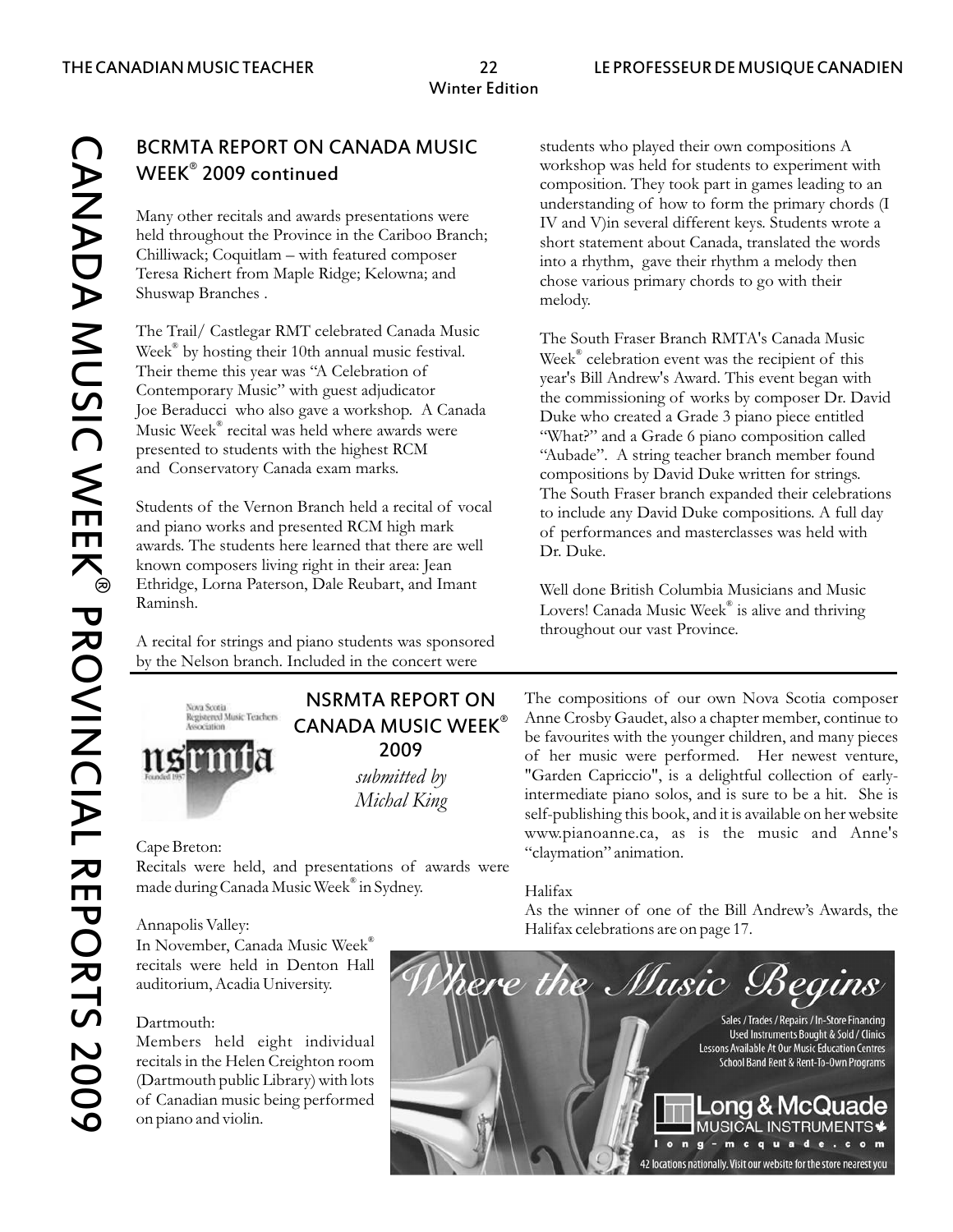## BCRMTA REPORT ON CANADA MUSIC WEEK® 2009 continued

Many other recitals and awards presentations were held throughout the Province in the Cariboo Branch; Chilliwack; Coquitlam – with featured composer Teresa Richert from Maple Ridge; Kelowna; and Shuswap Branches .

The Trail/ Castlegar RMT celebrated Canada Music Week® by hosting their 10th annual music festival. Their theme this year was "A Celebration of Contemporary Music" with guest adjudicator Joe Beraducci who also gave a workshop. A Canada Music Week® recital was held where awards were presented to students with the highest RCM and Conservatory Canada exam marks.

Students of the Vernon Branch held a recital of vocal and piano works and presented RCM high mark awards. The students here learned that there are well known composers living right in their area: Jean Ethridge, Lorna Paterson, Dale Reubart, and Imant Raminsh.

A recital for strings and piano students was sponsored by the Nelson branch. Included in the concert were students who played their own compositions A workshop was held for students to experiment with composition. They took part in games leading to an understanding of how to form the primary chords (I IV and V)in several different keys. Students wrote a short statement about Canada, translated the words into a rhythm, gave their rhythm a melody then chose various primary chords to go with their melody.

The South Fraser Branch RMTA's Canada Music Week® celebration event was the recipient of this year's Bill Andrew's Award. This event began with the commissioning of works by composer Dr. David Duke who created a Grade 3 piano piece entitled "What?" and a Grade 6 piano composition called "Aubade". A string teacher branch member found compositions by David Duke written for strings. The South Fraser branch expanded their celebrations to include any David Duke compositions. A full day of performances and masterclasses was held with Dr. Duke.

Well done British Columbia Musicians and Music Lovers! Canada Music Week® is alive and thriving throughout our vast Province.

## NSRMTA REPORT ON CANADA MUSIC WEEK® 2009

*submitted by Michal King*

Cape Breton:
Recitals were held, and presentations of awards were made during Canada Music Week® in Sydney.

Annapolis Valley:
In November, Canada Music Week® recitals were held in Denton Hall auditorium, Acadia University.

Dartmouth:
Members held eight individual recitals in the Helen Creighton room (Dartmouth public Library) with lots of Canadian music being performed on piano and violin.

The compositions of our own Nova Scotia composer Anne Crosby Gaudet, also a chapter member, continue to be favourites with the younger children, and many pieces of her music were performed. Her newest venture, "Garden Capriccio", is a delightful collection of early-intermediate piano solos, and is sure to be a hit. She is self-publishing this book, and it is available on her website www.pianoanne.ca, as is the music and Anne's "claymation" animation.

Halifax
As the winner of one of the Bill Andrew's Awards, the Halifax celebrations are on page 17.

Where the Music Begins

Sales / Trades / Repairs / In-Store Financing
Used Instruments Bought & Sold / Clinics
Lessons Available At Our Music Education Centres
School Band Rent & Rent-To-Own Programs

Long & McQuade MUSICAL INSTRUMENTS
long-mcquade.com
42 locations nationally. Visit our website for the store nearest you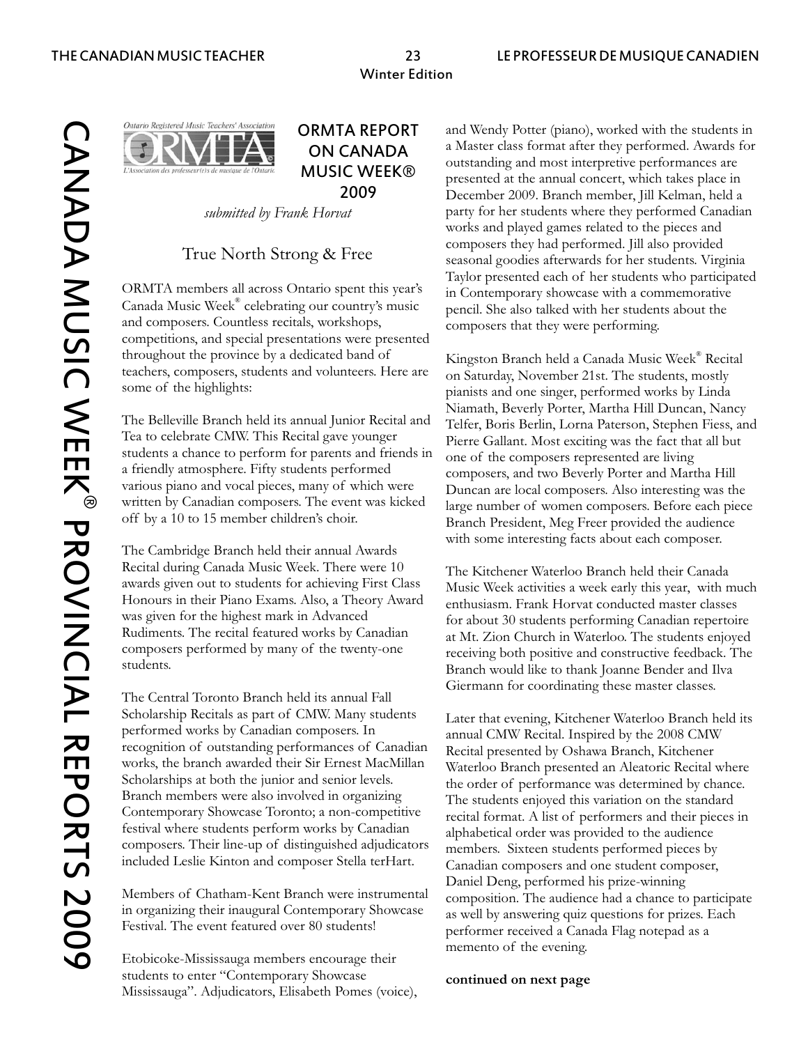# ORMTA REPORT ON CANADA MUSIC WEEK® 2009

*submitted by Frank Horvat*

## True North Strong & Free

ORMTA members all across Ontario spent this year's Canada Music Week® celebrating our country's music and composers. Countless recitals, workshops, competitions, and special presentations were presented throughout the province by a dedicated band of teachers, composers, students and volunteers. Here are some of the highlights:

The Belleville Branch held its annual Junior Recital and Tea to celebrate CMW. This Recital gave younger students a chance to perform for parents and friends in a friendly atmosphere. Fifty students performed various piano and vocal pieces, many of which were written by Canadian composers. The event was kicked off by a 10 to 15 member children's choir.

The Cambridge Branch held their annual Awards Recital during Canada Music Week. There were 10 awards given out to students for achieving First Class Honours in their Piano Exams. Also, a Theory Award was given for the highest mark in Advanced Rudiments. The recital featured works by Canadian composers performed by many of the twenty-one students.

The Central Toronto Branch held its annual Fall Scholarship Recitals as part of CMW. Many students performed works by Canadian composers. In recognition of outstanding performances of Canadian works, the branch awarded their Sir Ernest MacMillan Scholarships at both the junior and senior levels. Branch members were also involved in organizing Contemporary Showcase Toronto; a non-competitive festival where students perform works by Canadian composers. Their line-up of distinguished adjudicators included Leslie Kinton and composer Stella terHart.

Members of Chatham-Kent Branch were instrumental in organizing their inaugural Contemporary Showcase Festival. The event featured over 80 students!

Etobicoke-Mississauga members encourage their students to enter "Contemporary Showcase Mississauga". Adjudicators, Elisabeth Pomes (voice), and Wendy Potter (piano), worked with the students in a Master class format after they performed. Awards for outstanding and most interpretive performances are presented at the annual concert, which takes place in December 2009. Branch member, Jill Kelman, held a party for her students where they performed Canadian works and played games related to the pieces and composers they had performed. Jill also provided seasonal goodies afterwards for her students. Virginia Taylor presented each of her students who participated in Contemporary showcase with a commemorative pencil. She also talked with her students about the composers that they were performing.

Kingston Branch held a Canada Music Week® Recital on Saturday, November 21st. The students, mostly pianists and one singer, performed works by Linda Niamath, Beverly Porter, Martha Hill Duncan, Nancy Telfer, Boris Berlin, Lorna Paterson, Stephen Fiess, and Pierre Gallant. Most exciting was the fact that all but one of the composers represented are living composers, and two Beverly Porter and Martha Hill Duncan are local composers. Also interesting was the large number of women composers. Before each piece Branch President, Meg Freer provided the audience with some interesting facts about each composer.

The Kitchener Waterloo Branch held their Canada Music Week activities a week early this year, with much enthusiasm. Frank Horvat conducted master classes for about 30 students performing Canadian repertoire at Mt. Zion Church in Waterloo. The students enjoyed receiving both positive and constructive feedback. The Branch would like to thank Joanne Bender and Ilva Giermann for coordinating these master classes.

Later that evening, Kitchener Waterloo Branch held its annual CMW Recital. Inspired by the 2008 CMW Recital presented by Oshawa Branch, Kitchener Waterloo Branch presented an Aleatoric Recital where the order of performance was determined by chance. The students enjoyed this variation on the standard recital format. A list of performers and their pieces in alphabetical order was provided to the audience members. Sixteen students performed pieces by Canadian composers and one student composer, Daniel Deng, performed his prize-winning composition. The audience had a chance to participate as well by answering quiz questions for prizes. Each performer received a Canada Flag notepad as a memento of the evening.

**continued on next page**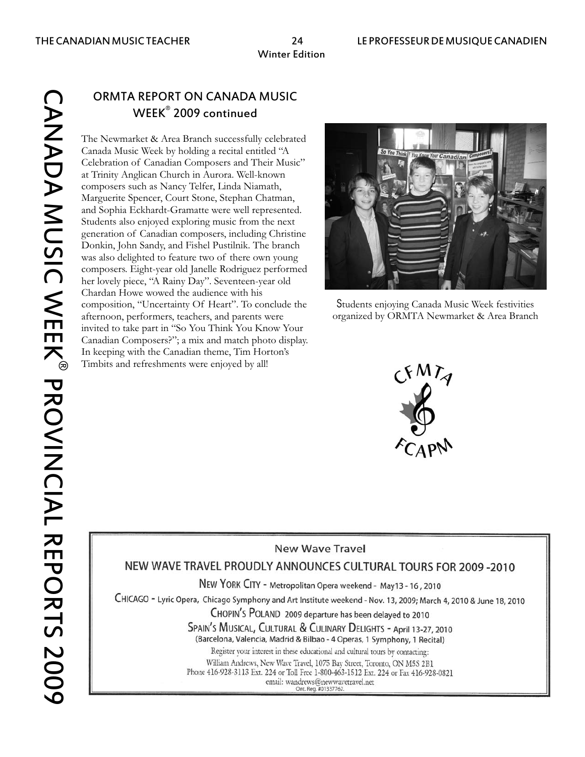## ORMTA REPORT ON CANADA MUSIC WEEK® 2009 continued

The Newmarket & Area Branch successfully celebrated Canada Music Week by holding a recital entitled "A Celebration of Canadian Composers and Their Music" at Trinity Anglican Church in Aurora. Well-known composers such as Nancy Telfer, Linda Niamath, Marguerite Spencer, Court Stone, Stephan Chatman, and Sophia Eckhardt-Gramatte were well represented. Students also enjoyed exploring music from the next generation of Canadian composers, including Christine Donkin, John Sandy, and Fishel Pustilnik. The branch was also delighted to feature two of there own young composers. Eight-year old Janelle Rodriguez performed her lovely piece, "A Rainy Day". Seventeen-year old Chardan Howe wowed the audience with his composition, "Uncertainty Of Heart". To conclude the afternoon, performers, teachers, and parents were invited to take part in "So You Think You Know Your Canadian Composers?"; a mix and match photo display. In keeping with the Canadian theme, Tim Horton's Timbits and refreshments were enjoyed by all!

Students enjoying Canada Music Week festivities organized by ORMTA Newmarket & Area Branch

---

**New Wave Travel**

**NEW WAVE TRAVEL PROUDLY ANNOUNCES CULTURAL TOURS FOR 2009 -2010**

NEW YORK CITY - Metropolitan Opera weekend - May13 - 16 , 2010

CHICAGO - Lyric Opera, Chicago Symphony and Art Institute weekend - Nov. 13, 2009; March 4, 2010 & June 18, 2010

CHOPIN'S POLAND 2009 departure has been delayed to 2010

SPAIN'S MUSICAL, CULTURAL & CULINARY DELIGHTS - April 13-27, 2010
(Barcelona, Valencia, Madrid & Bilbao - 4 Operas, 1 Symphony, 1 Recital)

Register your interest in these educational and cultural tours by contacting:
William Andrews, New Wave Travel, 1075 Bay Street, Toronto, ON M5S 2B1
Phone 416-928-3113 Ext. 224 or Toll Free 1-800-463-1512 Ext. 224 or Fax 416-928-0821
email: wandrews@newwavetravel.net
Ont. Reg. #01337762.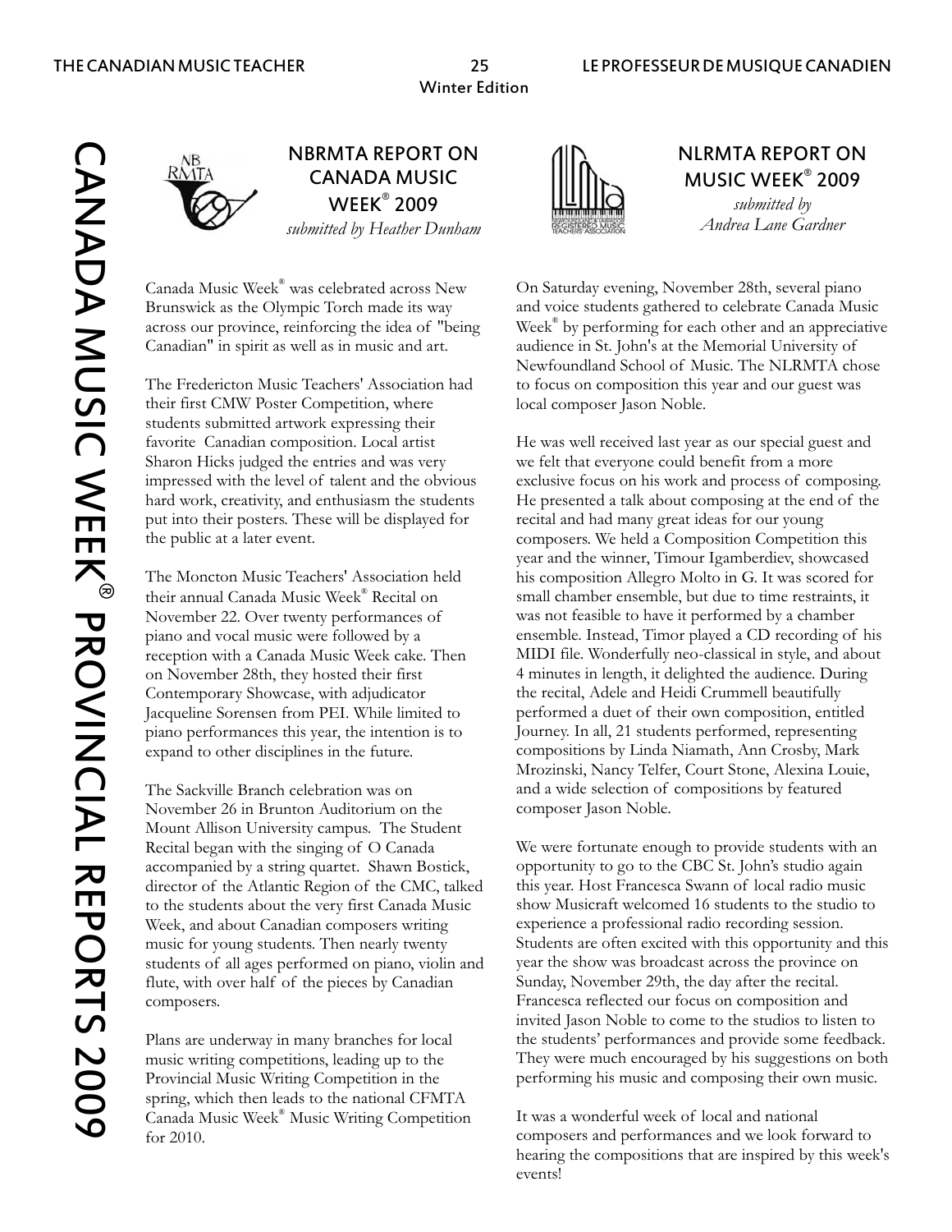# CANADA MUSIC WEEK® PROVINCIAL REPORTS 2009

## NBRMTA REPORT ON CANADA MUSIC WEEK® 2009

*submitted by Heather Dunham*

Canada Music Week® was celebrated across New Brunswick as the Olympic Torch made its way across our province, reinforcing the idea of "being Canadian" in spirit as well as in music and art.

The Fredericton Music Teachers' Association had their first CMW Poster Competition, where students submitted artwork expressing their favorite Canadian composition. Local artist Sharon Hicks judged the entries and was very impressed with the level of talent and the obvious hard work, creativity, and enthusiasm the students put into their posters. These will be displayed for the public at a later event.

The Moncton Music Teachers' Association held their annual Canada Music Week® Recital on November 22. Over twenty performances of piano and vocal music were followed by a reception with a Canada Music Week cake. Then on November 28th, they hosted their first Contemporary Showcase, with adjudicator Jacqueline Sorensen from PEI. While limited to piano performances this year, the intention is to expand to other disciplines in the future.

The Sackville Branch celebration was on November 26 in Brunton Auditorium on the Mount Allison University campus. The Student Recital began with the singing of O Canada accompanied by a string quartet. Shawn Bostick, director of the Atlantic Region of the CMC, talked to the students about the very first Canada Music Week, and about Canadian composers writing music for young students. Then nearly twenty students of all ages performed on piano, violin and flute, with over half of the pieces by Canadian composers.

Plans are underway in many branches for local music writing competitions, leading up to the Provincial Music Writing Competition in the spring, which then leads to the national CFMTA Canada Music Week® Music Writing Competition for 2010.

## NLRMTA REPORT ON MUSIC WEEK® 2009

*submitted by Andrea Lane Gardner*

On Saturday evening, November 28th, several piano and voice students gathered to celebrate Canada Music Week® by performing for each other and an appreciative audience in St. John's at the Memorial University of Newfoundland School of Music. The NLRMTA chose to focus on composition this year and our guest was local composer Jason Noble.

He was well received last year as our special guest and we felt that everyone could benefit from a more exclusive focus on his work and process of composing. He presented a talk about composing at the end of the recital and had many great ideas for our young composers. We held a Composition Competition this year and the winner, Timour Igamberdiev, showcased his composition Allegro Molto in G. It was scored for small chamber ensemble, but due to time restraints, it was not feasible to have it performed by a chamber ensemble. Instead, Timor played a CD recording of his MIDI file. Wonderfully neo-classical in style, and about 4 minutes in length, it delighted the audience. During the recital, Adele and Heidi Crummell beautifully performed a duet of their own composition, entitled Journey. In all, 21 students performed, representing compositions by Linda Niamath, Ann Crosby, Mark Mrozinski, Nancy Telfer, Court Stone, Alexina Louie, and a wide selection of compositions by featured composer Jason Noble.

We were fortunate enough to provide students with an opportunity to go to the CBC St. John's studio again this year. Host Francesca Swann of local radio music show Musicraft welcomed 16 students to the studio to experience a professional radio recording session. Students are often excited with this opportunity and this year the show was broadcast across the province on Sunday, November 29th, the day after the recital. Francesca reflected our focus on composition and invited Jason Noble to come to the studios to listen to the students' performances and provide some feedback. They were much encouraged by his suggestions on both performing his music and composing their own music.

It was a wonderful week of local and national composers and performances and we look forward to hearing the compositions that are inspired by this week's events!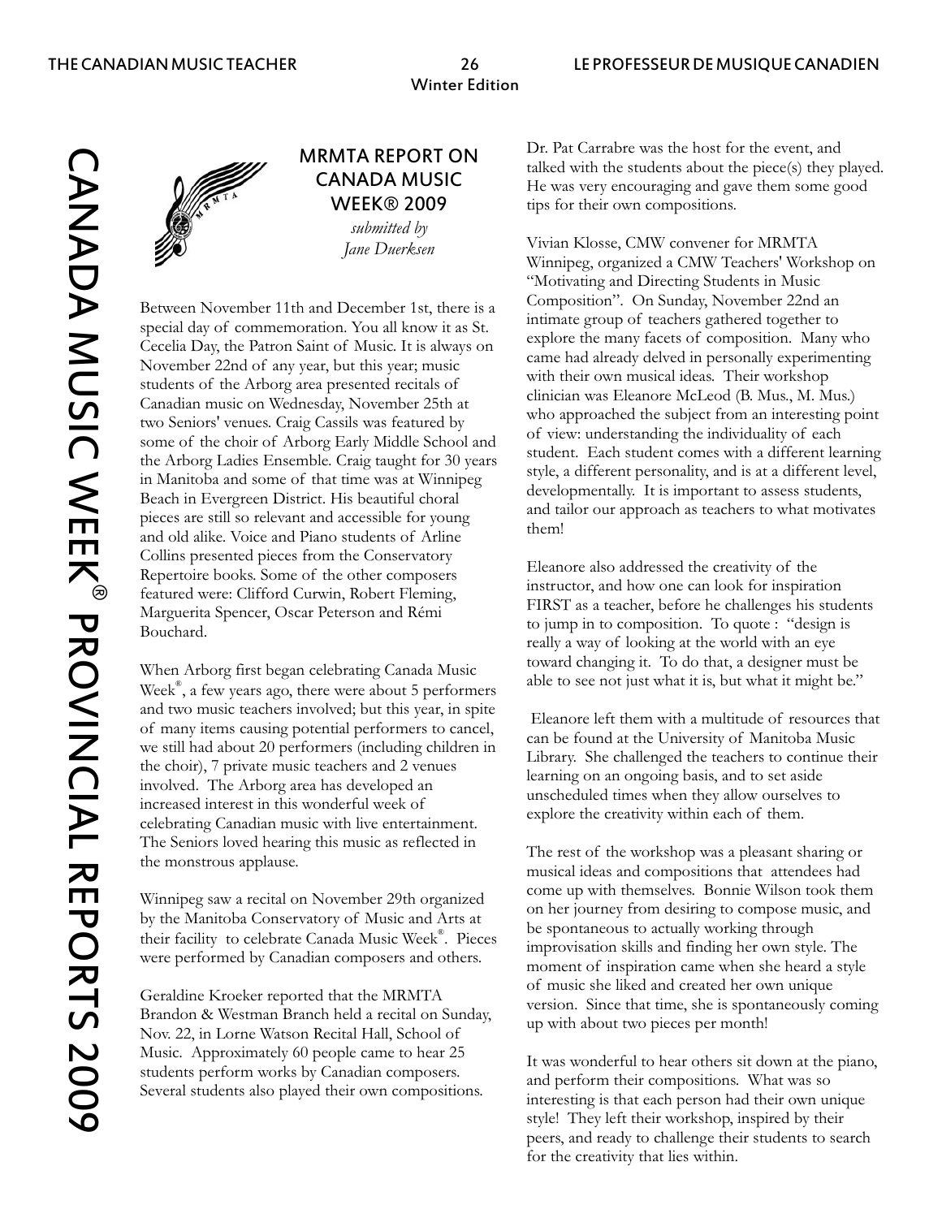## MRMTA REPORT ON CANADA MUSIC WEEK® 2009

*submitted by Jane Duerksen*

Between November 11th and December 1st, there is a special day of commemoration. You all know it as St. Cecelia Day, the Patron Saint of Music. It is always on November 22nd of any year, but this year; music students of the Arborg area presented recitals of Canadian music on Wednesday, November 25th at two Seniors' venues. Craig Cassils was featured by some of the choir of Arborg Early Middle School and the Arborg Ladies Ensemble. Craig taught for 30 years in Manitoba and some of that time was at Winnipeg Beach in Evergreen District. His beautiful choral pieces are still so relevant and accessible for young and old alike. Voice and Piano students of Arline Collins presented pieces from the Conservatory Repertoire books. Some of the other composers featured were: Clifford Curwin, Robert Fleming, Marguerita Spencer, Oscar Peterson and Rémi Bouchard.

When Arborg first began celebrating Canada Music Week®, a few years ago, there were about 5 performers and two music teachers involved; but this year, in spite of many items causing potential performers to cancel, we still had about 20 performers (including children in the choir), 7 private music teachers and 2 venues involved. The Arborg area has developed an increased interest in this wonderful week of celebrating Canadian music with live entertainment. The Seniors loved hearing this music as reflected in the monstrous applause.

Winnipeg saw a recital on November 29th organized by the Manitoba Conservatory of Music and Arts at their facility to celebrate Canada Music Week®. Pieces were performed by Canadian composers and others.

Geraldine Kroeker reported that the MRMTA Brandon & Westman Branch held a recital on Sunday, Nov. 22, in Lorne Watson Recital Hall, School of Music. Approximately 60 people came to hear 25 students perform works by Canadian composers. Several students also played their own compositions.

Dr. Pat Carrabre was the host for the event, and talked with the students about the piece(s) they played. He was very encouraging and gave them some good tips for their own compositions.

Vivian Klosse, CMW convener for MRMTA Winnipeg, organized a CMW Teachers' Workshop on "Motivating and Directing Students in Music Composition". On Sunday, November 22nd an intimate group of teachers gathered together to explore the many facets of composition. Many who came had already delved in personally experimenting with their own musical ideas. Their workshop clinician was Eleanore McLeod (B. Mus., M. Mus.) who approached the subject from an interesting point of view: understanding the individuality of each student. Each student comes with a different learning style, a different personality, and is at a different level, developmentally. It is important to assess students, and tailor our approach as teachers to what motivates them!

Eleanore also addressed the creativity of the instructor, and how one can look for inspiration FIRST as a teacher, before he challenges his students to jump in to composition. To quote : "design is really a way of looking at the world with an eye toward changing it. To do that, a designer must be able to see not just what it is, but what it might be."

Eleanore left them with a multitude of resources that can be found at the University of Manitoba Music Library. She challenged the teachers to continue their learning on an ongoing basis, and to set aside unscheduled times when they allow ourselves to explore the creativity within each of them.

The rest of the workshop was a pleasant sharing or musical ideas and compositions that attendees had come up with themselves. Bonnie Wilson took them on her journey from desiring to compose music, and be spontaneous to actually working through improvisation skills and finding her own style. The moment of inspiration came when she heard a style of music she liked and created her own unique version. Since that time, she is spontaneously coming up with about two pieces per month!

It was wonderful to hear others sit down at the piano, and perform their compositions. What was so interesting is that each person had their own unique style! They left their workshop, inspired by their peers, and ready to challenge their students to search for the creativity that lies within.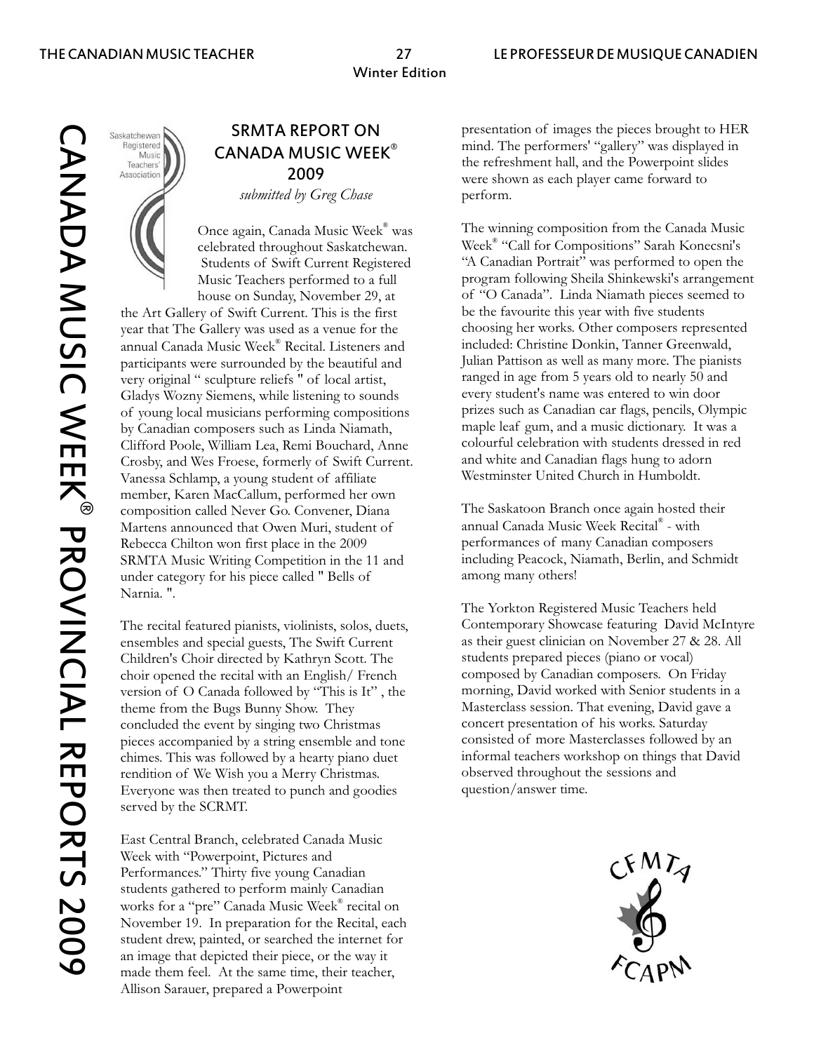# CANADA MUSIC WEEK® PROVINCIAL REPORTS 2009

## SRMTA REPORT ON CANADA MUSIC WEEK® 2009

*submitted by Greg Chase*

Once again, Canada Music Week® was celebrated throughout Saskatchewan. Students of Swift Current Registered Music Teachers performed to a full house on Sunday, November 29, at the Art Gallery of Swift Current. This is the first year that The Gallery was used as a venue for the annual Canada Music Week® Recital. Listeners and participants were surrounded by the beautiful and very original " sculpture reliefs " of local artist, Gladys Wozny Siemens, while listening to sounds of young local musicians performing compositions by Canadian composers such as Linda Niamath, Clifford Poole, William Lea, Remi Bouchard, Anne Crosby, and Wes Froese, formerly of Swift Current. Vanessa Schlamp, a young student of affiliate member, Karen MacCallum, performed her own composition called Never Go. Convener, Diana Martens announced that Owen Muri, student of Rebecca Chilton won first place in the 2009 SRMTA Music Writing Competition in the 11 and under category for his piece called " Bells of Narnia. ".

The recital featured pianists, violinists, solos, duets, ensembles and special guests, The Swift Current Children's Choir directed by Kathryn Scott. The choir opened the recital with an English/ French version of O Canada followed by "This is It" , the theme from the Bugs Bunny Show. They concluded the event by singing two Christmas pieces accompanied by a string ensemble and tone chimes. This was followed by a hearty piano duet rendition of We Wish you a Merry Christmas. Everyone was then treated to punch and goodies served by the SCRMT.

East Central Branch, celebrated Canada Music Week with "Powerpoint, Pictures and Performances." Thirty five young Canadian students gathered to perform mainly Canadian works for a "pre" Canada Music Week® recital on November 19. In preparation for the Recital, each student drew, painted, or searched the internet for an image that depicted their piece, or the way it made them feel. At the same time, their teacher, Allison Sarauer, prepared a Powerpoint presentation of images the pieces brought to HER mind. The performers' "gallery" was displayed in the refreshment hall, and the Powerpoint slides were shown as each player came forward to perform.

The winning composition from the Canada Music Week® "Call for Compositions" Sarah Konecsni's "A Canadian Portrait" was performed to open the program following Sheila Shinkewski's arrangement of "O Canada". Linda Niamath pieces seemed to be the favourite this year with five students choosing her works. Other composers represented included: Christine Donkin, Tanner Greenwald, Julian Pattison as well as many more. The pianists ranged in age from 5 years old to nearly 50 and every student's name was entered to win door prizes such as Canadian car flags, pencils, Olympic maple leaf gum, and a music dictionary. It was a colourful celebration with students dressed in red and white and Canadian flags hung to adorn Westminster United Church in Humboldt.

The Saskatoon Branch once again hosted their annual Canada Music Week Recital® - with performances of many Canadian composers including Peacock, Niamath, Berlin, and Schmidt among many others!

The Yorkton Registered Music Teachers held Contemporary Showcase featuring David McIntyre as their guest clinician on November 27 & 28. All students prepared pieces (piano or vocal) composed by Canadian composers. On Friday morning, David worked with Senior students in a Masterclass session. That evening, David gave a concert presentation of his works. Saturday consisted of more Masterclasses followed by an informal teachers workshop on things that David observed throughout the sessions and question/answer time.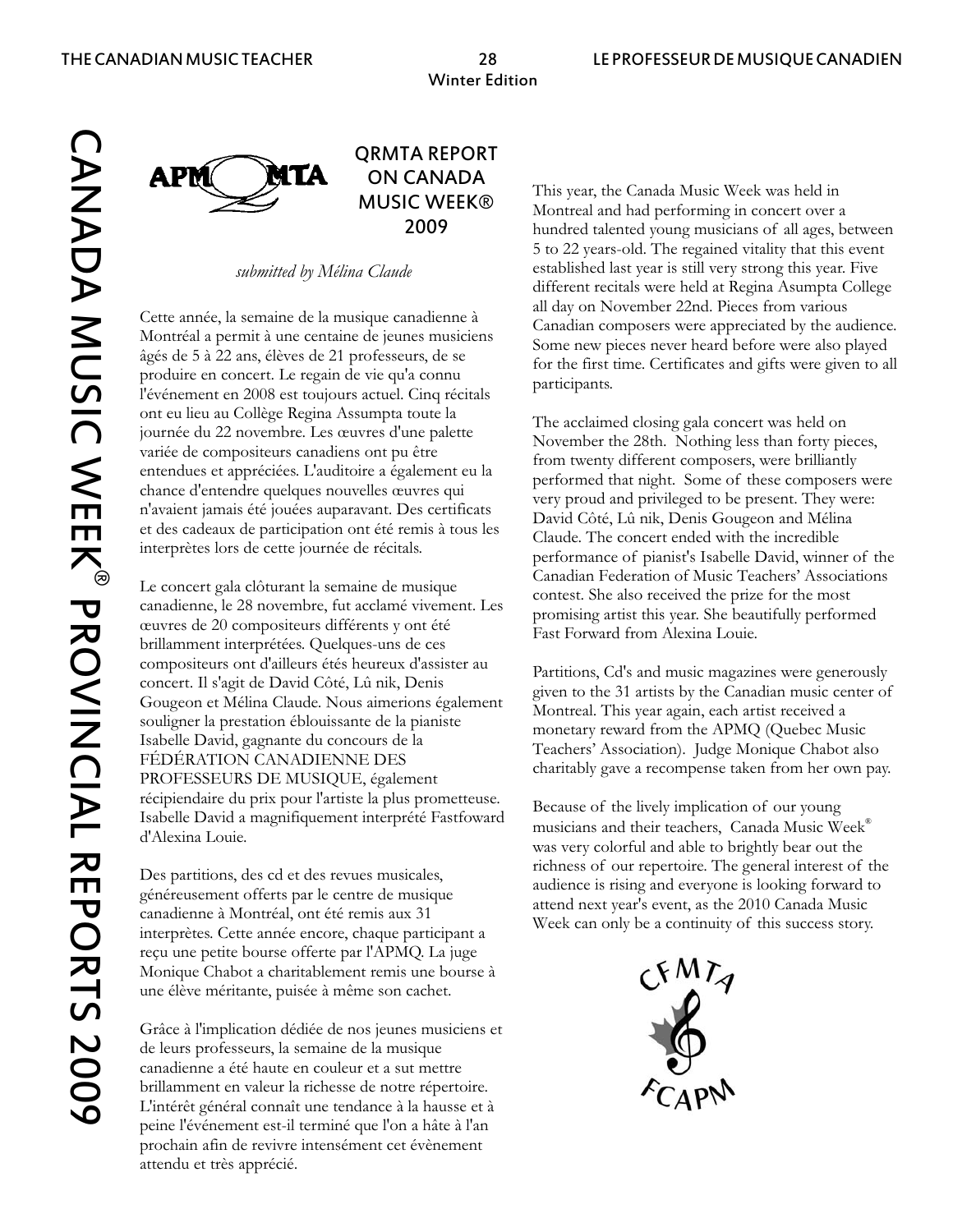## QRMTA REPORT ON CANADA MUSIC WEEK® 2009

*submitted by Mélina Claude*

Cette année, la semaine de la musique canadienne à Montréal a permit à une centaine de jeunes musiciens âgés de 5 à 22 ans, élèves de 21 professeurs, de se produire en concert. Le regain de vie qu'a connu l'événement en 2008 est toujours actuel. Cinq récitals ont eu lieu au Collège Regina Assumpta toute la journée du 22 novembre. Les œuvres d'une palette variée de compositeurs canadiens ont pu être entendues et appréciées. L'auditoire a également eu la chance d'entendre quelques nouvelles œuvres qui n'avaient jamais été jouées auparavant. Des certificats et des cadeaux de participation ont été remis à tous les interprètes lors de cette journée de récitals.

Le concert gala clôturant la semaine de musique canadienne, le 28 novembre, fut acclamé vivement. Les œuvres de 20 compositeurs différents y ont été brillamment interprétées. Quelques-uns de ces compositeurs ont d'ailleurs étés heureux d'assister au concert. Il s'agit de David Côté, Lû nik, Denis Gougeon et Mélina Claude. Nous aimerions également souligner la prestation éblouissante de la pianiste Isabelle David, gagnante du concours de la FÉDÉRATION CANADIENNE DES PROFESSEURS DE MUSIQUE, également récipiendaire du prix pour l'artiste la plus prometteuse. Isabelle David a magnifiquement interprété Fastfoward d'Alexina Louie.

Des partitions, des cd et des revues musicales, généreusement offerts par le centre de musique canadienne à Montréal, ont été remis aux 31 interprètes. Cette année encore, chaque participant a reçu une petite bourse offerte par l'APMQ. La juge Monique Chabot a charitablement remis une bourse à une élève méritante, puisée à même son cachet.

Grâce à l'implication dédiée de nos jeunes musiciens et de leurs professeurs, la semaine de la musique canadienne a été haute en couleur et a sut mettre brillamment en valeur la richesse de notre répertoire. L'intérêt général connaît une tendance à la hausse et à peine l'événement est-il terminé que l'on a hâte à l'an prochain afin de revivre intensément cet évènement attendu et très apprécié.

This year, the Canada Music Week was held in Montreal and had performing in concert over a hundred talented young musicians of all ages, between 5 to 22 years-old. The regained vitality that this event established last year is still very strong this year. Five different recitals were held at Regina Asumpta College all day on November 22nd. Pieces from various Canadian composers were appreciated by the audience. Some new pieces never heard before were also played for the first time. Certificates and gifts were given to all participants.

The acclaimed closing gala concert was held on November the 28th. Nothing less than forty pieces, from twenty different composers, were brilliantly performed that night. Some of these composers were very proud and privileged to be present. They were: David Côté, Lû nik, Denis Gougeon and Mélina Claude. The concert ended with the incredible performance of pianist's Isabelle David, winner of the Canadian Federation of Music Teachers' Associations contest. She also received the prize for the most promising artist this year. She beautifully performed Fast Forward from Alexina Louie.

Partitions, Cd's and music magazines were generously given to the 31 artists by the Canadian music center of Montreal. This year again, each artist received a monetary reward from the APMQ (Quebec Music Teachers' Association). Judge Monique Chabot also charitably gave a recompense taken from her own pay.

Because of the lively implication of our young musicians and their teachers, Canada Music Week® was very colorful and able to brightly bear out the richness of our repertoire. The general interest of the audience is rising and everyone is looking forward to attend next year's event, as the 2010 Canada Music Week can only be a continuity of this success story.